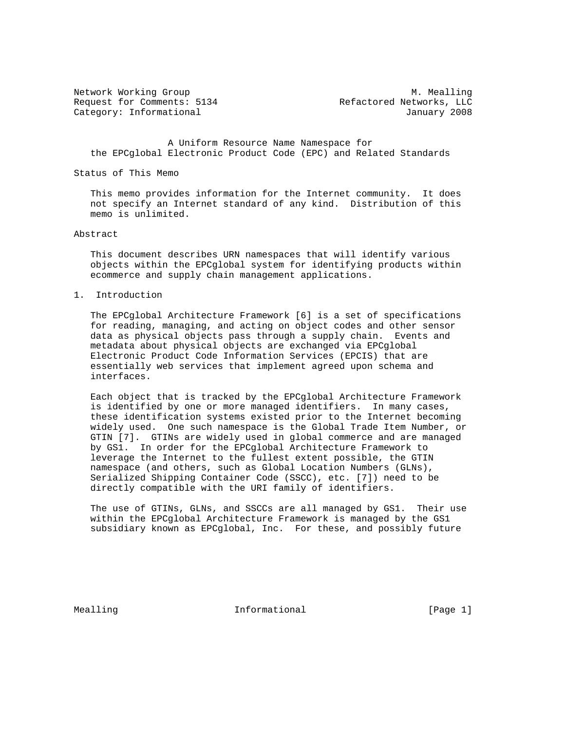Network Working Group M. Mealling
Request for Comments: 5134 Refactored Networks, LLC
Category: Informational January 2008

# A Uniform Resource Name Namespace for the EPCglobal Electronic Product Code (EPC) and Related Standards

## Status of This Memo

This memo provides information for the Internet community. It does not specify an Internet standard of any kind. Distribution of this memo is unlimited.

## Abstract

This document describes URN namespaces that will identify various objects within the EPCglobal system for identifying products within ecommerce and supply chain management applications.

## 1. Introduction

The EPCglobal Architecture Framework [6] is a set of specifications for reading, managing, and acting on object codes and other sensor data as physical objects pass through a supply chain. Events and metadata about physical objects are exchanged via EPCglobal Electronic Product Code Information Services (EPCIS) that are essentially web services that implement agreed upon schema and interfaces.

Each object that is tracked by the EPCglobal Architecture Framework is identified by one or more managed identifiers. In many cases, these identification systems existed prior to the Internet becoming widely used. One such namespace is the Global Trade Item Number, or GTIN [7]. GTINs are widely used in global commerce and are managed by GS1. In order for the EPCglobal Architecture Framework to leverage the Internet to the fullest extent possible, the GTIN namespace (and others, such as Global Location Numbers (GLNs), Serialized Shipping Container Code (SSCC), etc. [7]) need to be directly compatible with the URI family of identifiers.

The use of GTINs, GLNs, and SSCCs are all managed by GS1. Their use within the EPCglobal Architecture Framework is managed by the GS1 subsidiary known as EPCglobal, Inc. For these, and possibly future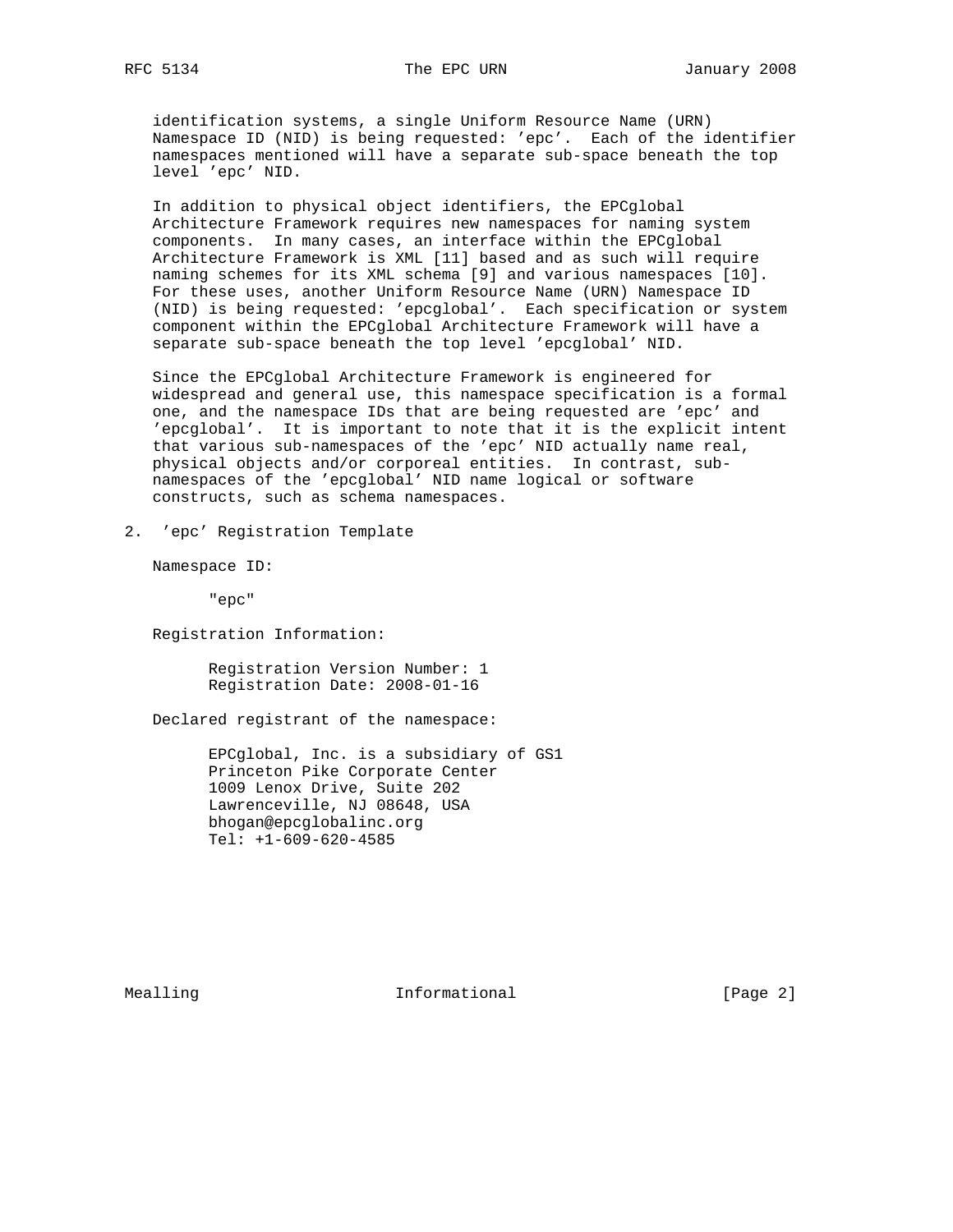identification systems, a single Uniform Resource Name (URN) Namespace ID (NID) is being requested: 'epc'. Each of the identifier namespaces mentioned will have a separate sub-space beneath the top level 'epc' NID.

In addition to physical object identifiers, the EPCglobal Architecture Framework requires new namespaces for naming system components. In many cases, an interface within the EPCglobal Architecture Framework is XML [11] based and as such will require naming schemes for its XML schema [9] and various namespaces [10]. For these uses, another Uniform Resource Name (URN) Namespace ID (NID) is being requested: 'epcglobal'. Each specification or system component within the EPCglobal Architecture Framework will have a separate sub-space beneath the top level 'epcglobal' NID.

Since the EPCglobal Architecture Framework is engineered for widespread and general use, this namespace specification is a formal one, and the namespace IDs that are being requested are 'epc' and 'epcglobal'. It is important to note that it is the explicit intent that various sub-namespaces of the 'epc' NID actually name real, physical objects and/or corporeal entities. In contrast, sub-namespaces of the 'epcglobal' NID name logical or software constructs, such as schema namespaces.

## 2. 'epc' Registration Template

Namespace ID:

"epc"

Registration Information:

Registration Version Number: 1
Registration Date: 2008-01-16

Declared registrant of the namespace:

EPCglobal, Inc. is a subsidiary of GS1
Princeton Pike Corporate Center
1009 Lenox Drive, Suite 202
Lawrenceville, NJ 08648, USA
bhogan@epcglobalinc.org
Tel: +1-609-620-4585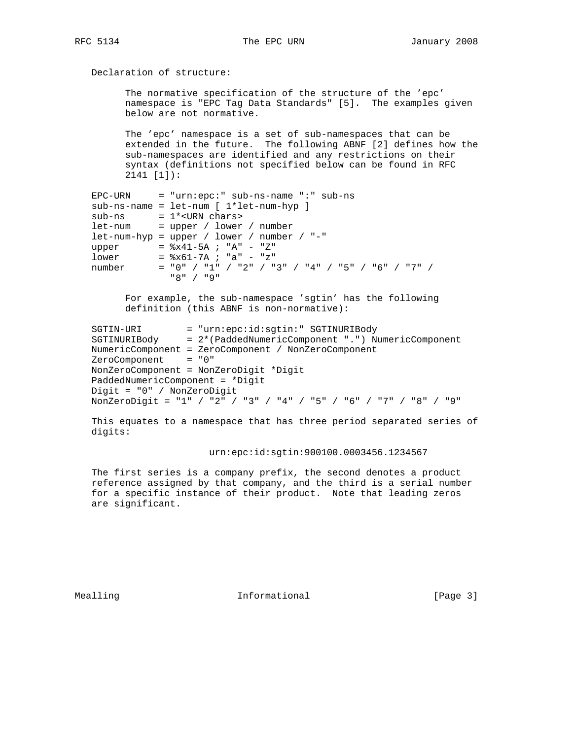Declaration of structure:

The normative specification of the structure of the 'epc' namespace is "EPC Tag Data Standards" [5]. The examples given below are not normative.

The 'epc' namespace is a set of sub-namespaces that can be extended in the future. The following ABNF [2] defines how the sub-namespaces are identified and any restrictions on their syntax (definitions not specified below can be found in RFC 2141 [1]):

```
EPC-URN     = "urn:epc:" sub-ns-name ":" sub-ns
sub-ns-name = let-num [ 1*let-num-hyp ]
sub-ns      = 1*<URN chars>
let-num     = upper / lower / number
let-num-hyp = upper / lower / number / "-"
upper       = %x41-5A ; "A" - "Z"
lower       = %x61-7A ; "a" - "z"
number      = "0" / "1" / "2" / "3" / "4" / "5" / "6" / "7" /
              "8" / "9"
```

For example, the sub-namespace 'sgtin' has the following definition (this ABNF is non-normative):

```
SGTIN-URI        = "urn:epc:id:sgtin:" SGTINURIBody
SGTINURIBody     = 2*(PaddedNumericComponent ".") NumericComponent
NumericComponent = ZeroComponent / NonZeroComponent
ZeroComponent    = "0"
NonZeroComponent = NonZeroDigit *Digit
PaddedNumericComponent = *Digit
Digit = "0" / NonZeroDigit
NonZeroDigit = "1" / "2" / "3" / "4" / "5" / "6" / "7" / "8" / "9"
```

This equates to a namespace that has three period separated series of digits:

```
urn:epc:id:sgtin:900100.0003456.1234567
```

The first series is a company prefix, the second denotes a product reference assigned by that company, and the third is a serial number for a specific instance of their product. Note that leading zeros are significant.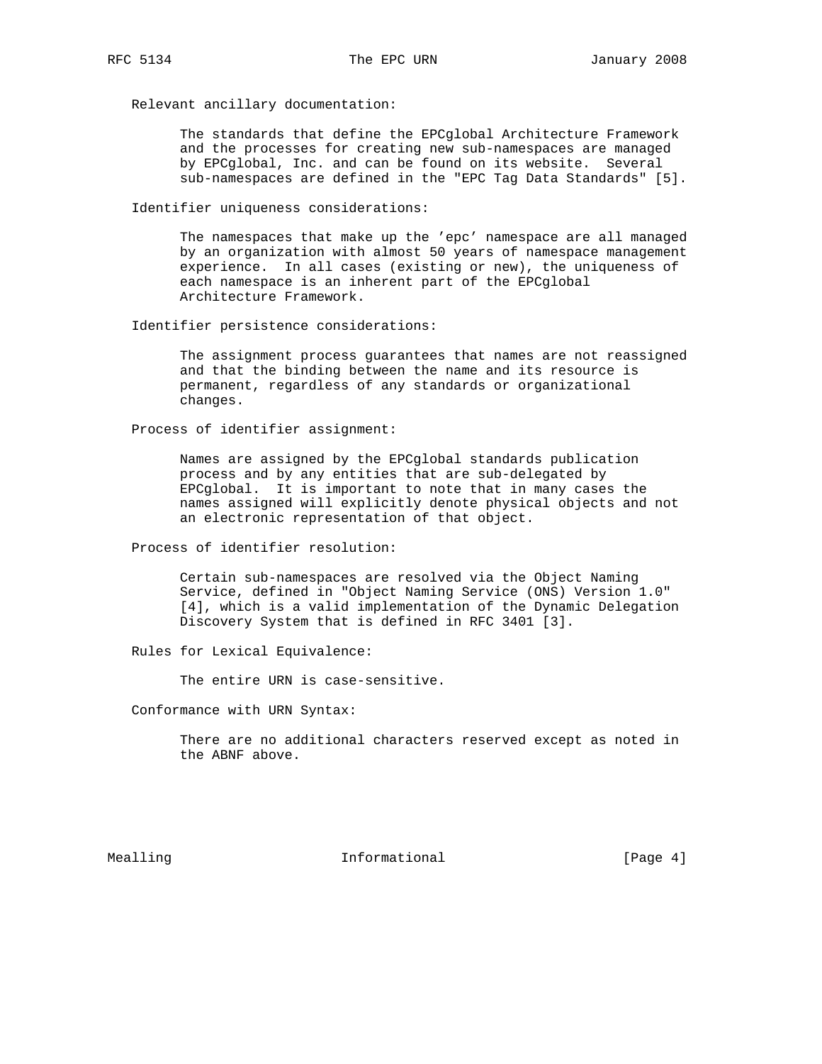Relevant ancillary documentation:

The standards that define the EPCglobal Architecture Framework and the processes for creating new sub-namespaces are managed by EPCglobal, Inc. and can be found on its website. Several sub-namespaces are defined in the "EPC Tag Data Standards" [5].

Identifier uniqueness considerations:

The namespaces that make up the 'epc' namespace are all managed by an organization with almost 50 years of namespace management experience. In all cases (existing or new), the uniqueness of each namespace is an inherent part of the EPCglobal Architecture Framework.

Identifier persistence considerations:

The assignment process guarantees that names are not reassigned and that the binding between the name and its resource is permanent, regardless of any standards or organizational changes.

Process of identifier assignment:

Names are assigned by the EPCglobal standards publication process and by any entities that are sub-delegated by EPCglobal. It is important to note that in many cases the names assigned will explicitly denote physical objects and not an electronic representation of that object.

Process of identifier resolution:

Certain sub-namespaces are resolved via the Object Naming Service, defined in "Object Naming Service (ONS) Version 1.0" [4], which is a valid implementation of the Dynamic Delegation Discovery System that is defined in RFC 3401 [3].

Rules for Lexical Equivalence:

The entire URN is case-sensitive.

Conformance with URN Syntax:

There are no additional characters reserved except as noted in the ABNF above.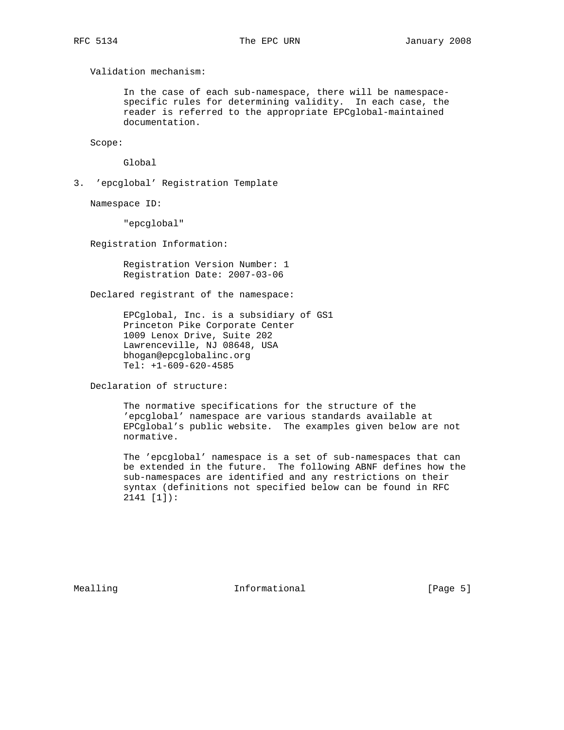Validation mechanism:

In the case of each sub-namespace, there will be namespace-specific rules for determining validity. In each case, the reader is referred to the appropriate EPCglobal-maintained documentation.

Scope:

Global

## 3. 'epcglobal' Registration Template

Namespace ID:

"epcglobal"

Registration Information:

Registration Version Number: 1
Registration Date: 2007-03-06

Declared registrant of the namespace:

EPCglobal, Inc. is a subsidiary of GS1
Princeton Pike Corporate Center
1009 Lenox Drive, Suite 202
Lawrenceville, NJ 08648, USA
bhogan@epcglobalinc.org
Tel: +1-609-620-4585

Declaration of structure:

The normative specifications for the structure of the 'epcglobal' namespace are various standards available at EPCglobal's public website. The examples given below are not normative.

The 'epcglobal' namespace is a set of sub-namespaces that can be extended in the future. The following ABNF defines how the sub-namespaces are identified and any restrictions on their syntax (definitions not specified below can be found in RFC 2141 [1]):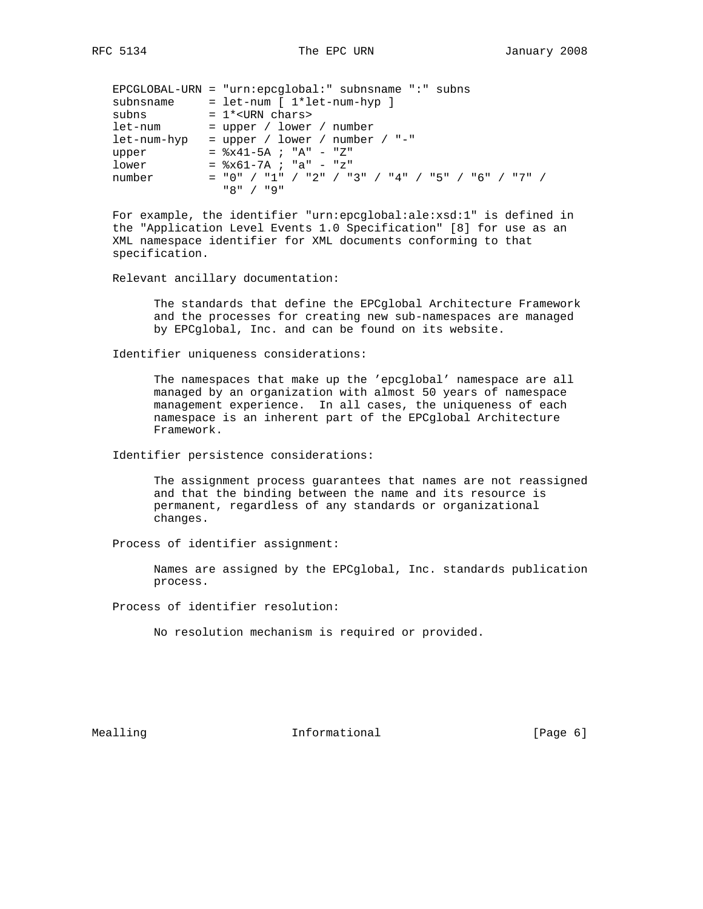```
EPCGLOBAL-URN = "urn:epcglobal:" subnsname ":" subns
subnsname     = let-num [ 1*let-num-hyp ]
subns         = 1*<URN chars>
let-num       = upper / lower / number
let-num-hyp   = upper / lower / number / "-"
upper         = %x41-5A ; "A" - "Z"
lower         = %x61-7A ; "a" - "z"
number        = "0" / "1" / "2" / "3" / "4" / "5" / "6" / "7" /
                "8" / "9"
```

For example, the identifier "urn:epcglobal:ale:xsd:1" is defined in the "Application Level Events 1.0 Specification" [8] for use as an XML namespace identifier for XML documents conforming to that specification.

Relevant ancillary documentation:

> The standards that define the EPCglobal Architecture Framework and the processes for creating new sub-namespaces are managed by EPCglobal, Inc. and can be found on its website.

Identifier uniqueness considerations:

> The namespaces that make up the 'epcglobal' namespace are all managed by an organization with almost 50 years of namespace management experience. In all cases, the uniqueness of each namespace is an inherent part of the EPCglobal Architecture Framework.

Identifier persistence considerations:

> The assignment process guarantees that names are not reassigned and that the binding between the name and its resource is permanent, regardless of any standards or organizational changes.

Process of identifier assignment:

> Names are assigned by the EPCglobal, Inc. standards publication process.

Process of identifier resolution:

> No resolution mechanism is required or provided.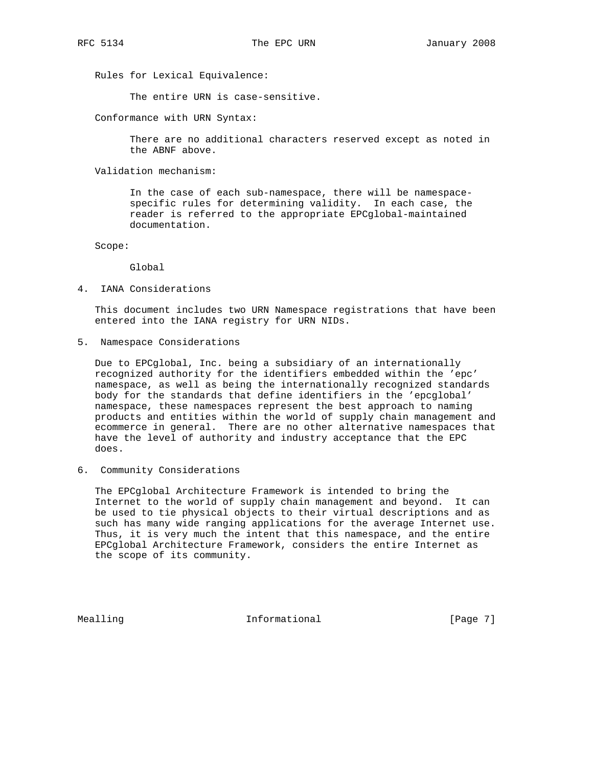Rules for Lexical Equivalence:

The entire URN is case-sensitive.

Conformance with URN Syntax:

There are no additional characters reserved except as noted in the ABNF above.

Validation mechanism:

In the case of each sub-namespace, there will be namespace-specific rules for determining validity. In each case, the reader is referred to the appropriate EPCglobal-maintained documentation.

Scope:

Global

## 4. IANA Considerations

This document includes two URN Namespace registrations that have been entered into the IANA registry for URN NIDs.

## 5. Namespace Considerations

Due to EPCglobal, Inc. being a subsidiary of an internationally recognized authority for the identifiers embedded within the 'epc' namespace, as well as being the internationally recognized standards body for the standards that define identifiers in the 'epcglobal' namespace, these namespaces represent the best approach to naming products and entities within the world of supply chain management and ecommerce in general. There are no other alternative namespaces that have the level of authority and industry acceptance that the EPC does.

## 6. Community Considerations

The EPCglobal Architecture Framework is intended to bring the Internet to the world of supply chain management and beyond. It can be used to tie physical objects to their virtual descriptions and as such has many wide ranging applications for the average Internet use. Thus, it is very much the intent that this namespace, and the entire EPCglobal Architecture Framework, considers the entire Internet as the scope of its community.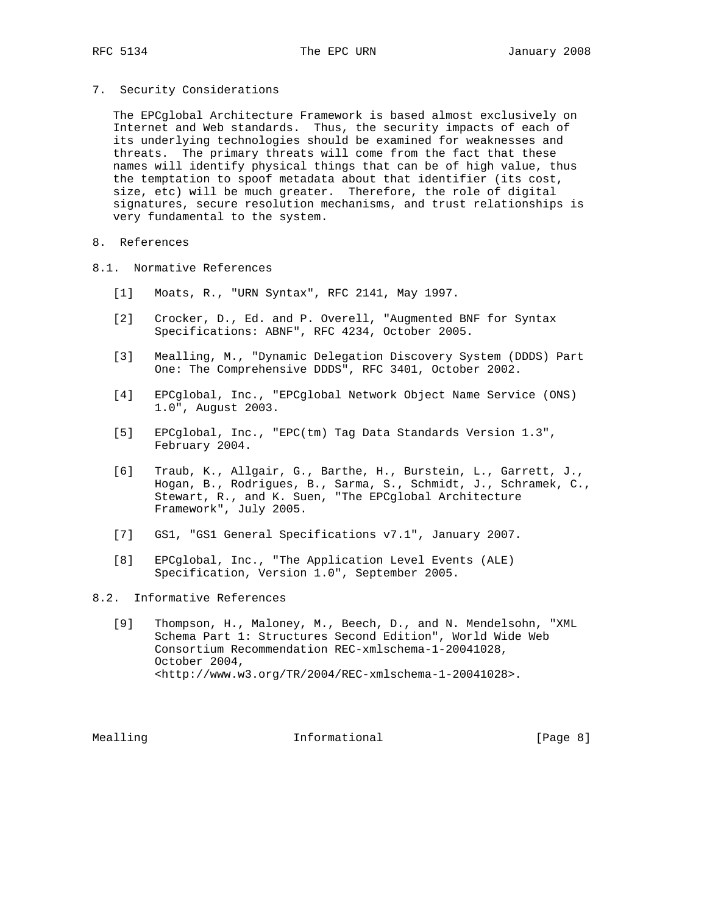## 7. Security Considerations

The EPCglobal Architecture Framework is based almost exclusively on Internet and Web standards. Thus, the security impacts of each of its underlying technologies should be examined for weaknesses and threats. The primary threats will come from the fact that these names will identify physical things that can be of high value, thus the temptation to spoof metadata about that identifier (its cost, size, etc) will be much greater. Therefore, the role of digital signatures, secure resolution mechanisms, and trust relationships is very fundamental to the system.

## 8. References

### 8.1. Normative References

[1] Moats, R., "URN Syntax", RFC 2141, May 1997.

[2] Crocker, D., Ed. and P. Overell, "Augmented BNF for Syntax Specifications: ABNF", RFC 4234, October 2005.

[3] Mealling, M., "Dynamic Delegation Discovery System (DDDS) Part One: The Comprehensive DDDS", RFC 3401, October 2002.

[4] EPCglobal, Inc., "EPCglobal Network Object Name Service (ONS) 1.0", August 2003.

[5] EPCglobal, Inc., "EPC(tm) Tag Data Standards Version 1.3", February 2004.

[6] Traub, K., Allgair, G., Barthe, H., Burstein, L., Garrett, J., Hogan, B., Rodrigues, B., Sarma, S., Schmidt, J., Schramek, C., Stewart, R., and K. Suen, "The EPCglobal Architecture Framework", July 2005.

[7] GS1, "GS1 General Specifications v7.1", January 2007.

[8] EPCglobal, Inc., "The Application Level Events (ALE) Specification, Version 1.0", September 2005.

### 8.2. Informative References

[9] Thompson, H., Maloney, M., Beech, D., and N. Mendelsohn, "XML Schema Part 1: Structures Second Edition", World Wide Web Consortium Recommendation REC-xmlschema-1-20041028, October 2004, <http://www.w3.org/TR/2004/REC-xmlschema-1-20041028>.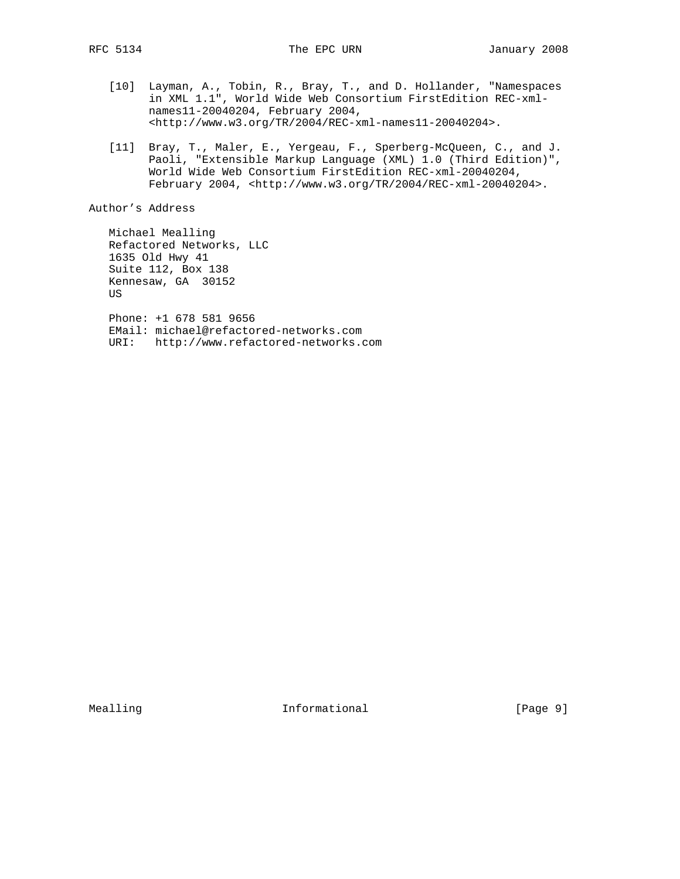[10] Layman, A., Tobin, R., Bray, T., and D. Hollander, "Namespaces in XML 1.1", World Wide Web Consortium FirstEdition REC-xml-names11-20040204, February 2004, <http://www.w3.org/TR/2004/REC-xml-names11-20040204>.

[11] Bray, T., Maler, E., Yergeau, F., Sperberg-McQueen, C., and J. Paoli, "Extensible Markup Language (XML) 1.0 (Third Edition)", World Wide Web Consortium FirstEdition REC-xml-20040204, February 2004, <http://www.w3.org/TR/2004/REC-xml-20040204>.

## Author's Address

Michael Mealling
Refactored Networks, LLC
1635 Old Hwy 41
Suite 112, Box 138
Kennesaw, GA  30152
US

Phone: +1 678 581 9656
EMail: michael@refactored-networks.com
URI:   http://www.refactored-networks.com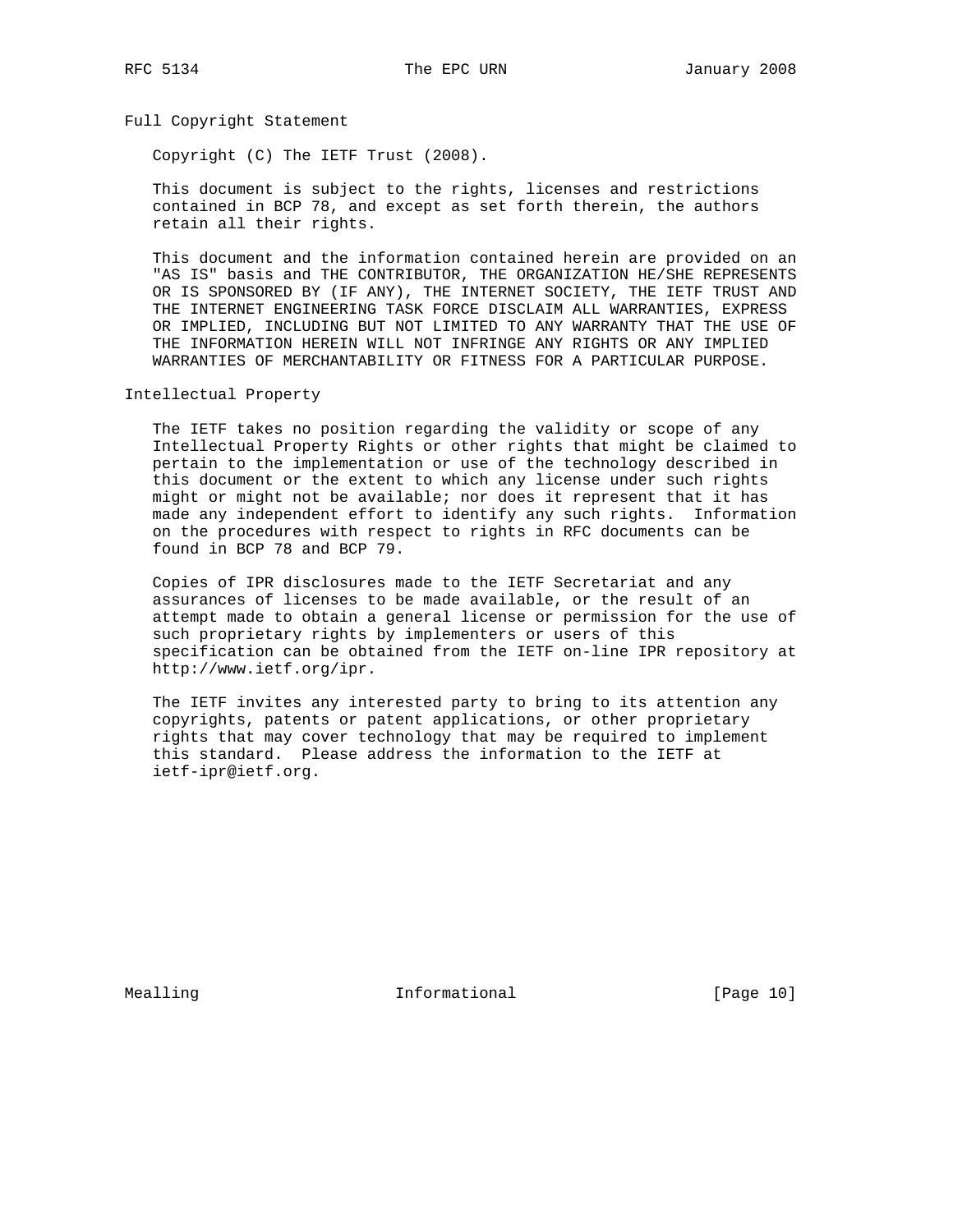## Full Copyright Statement

Copyright (C) The IETF Trust (2008).

This document is subject to the rights, licenses and restrictions contained in BCP 78, and except as set forth therein, the authors retain all their rights.

This document and the information contained herein are provided on an "AS IS" basis and THE CONTRIBUTOR, THE ORGANIZATION HE/SHE REPRESENTS OR IS SPONSORED BY (IF ANY), THE INTERNET SOCIETY, THE IETF TRUST AND THE INTERNET ENGINEERING TASK FORCE DISCLAIM ALL WARRANTIES, EXPRESS OR IMPLIED, INCLUDING BUT NOT LIMITED TO ANY WARRANTY THAT THE USE OF THE INFORMATION HEREIN WILL NOT INFRINGE ANY RIGHTS OR ANY IMPLIED WARRANTIES OF MERCHANTABILITY OR FITNESS FOR A PARTICULAR PURPOSE.

## Intellectual Property

The IETF takes no position regarding the validity or scope of any Intellectual Property Rights or other rights that might be claimed to pertain to the implementation or use of the technology described in this document or the extent to which any license under such rights might or might not be available; nor does it represent that it has made any independent effort to identify any such rights. Information on the procedures with respect to rights in RFC documents can be found in BCP 78 and BCP 79.

Copies of IPR disclosures made to the IETF Secretariat and any assurances of licenses to be made available, or the result of an attempt made to obtain a general license or permission for the use of such proprietary rights by implementers or users of this specification can be obtained from the IETF on-line IPR repository at http://www.ietf.org/ipr.

The IETF invites any interested party to bring to its attention any copyrights, patents or patent applications, or other proprietary rights that may cover technology that may be required to implement this standard. Please address the information to the IETF at ietf-ipr@ietf.org.